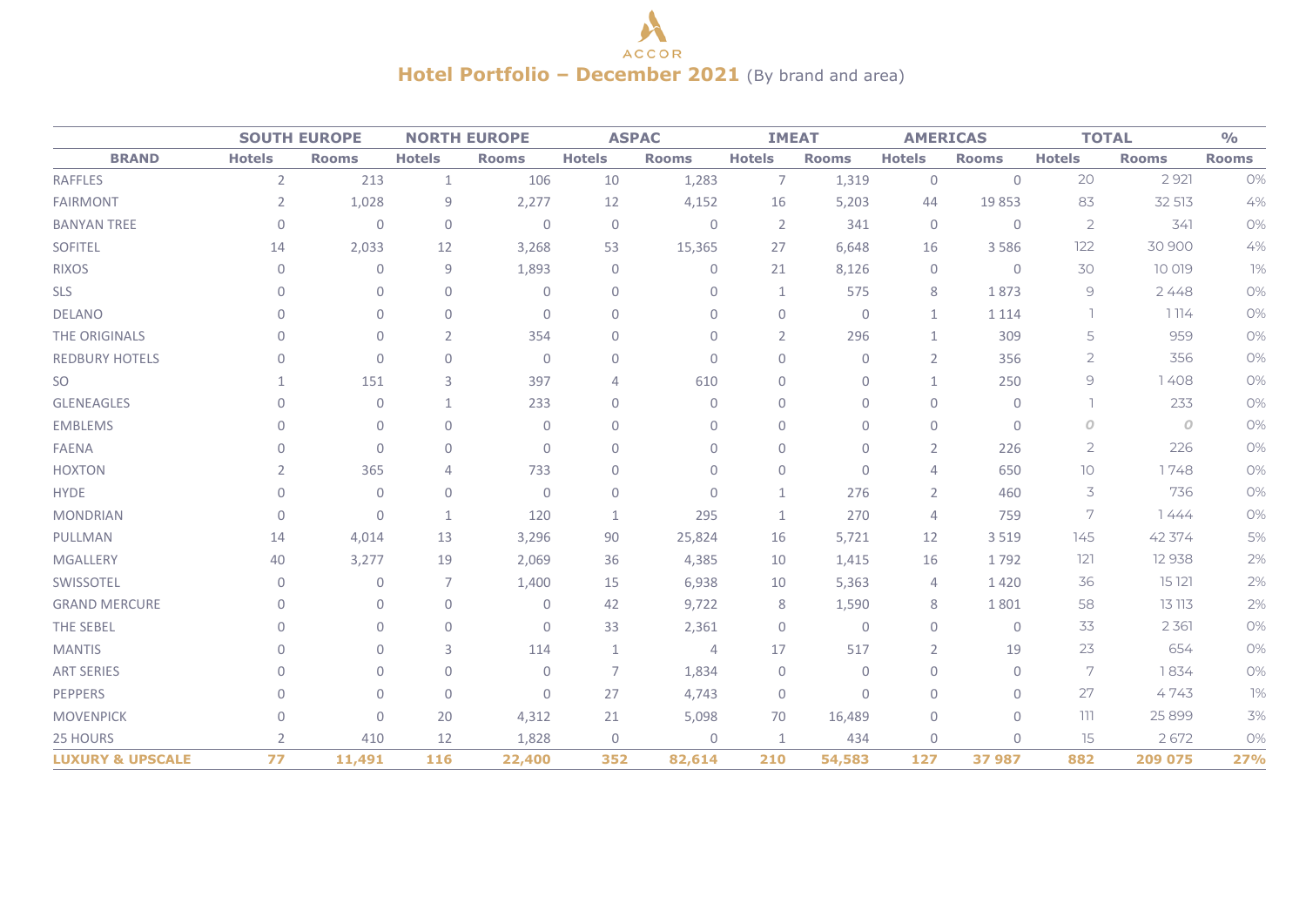ACCOR

# Hotel Portfolio – December 2021 (By brand and area)

| | SOUTH EUROPE | | NORTH EUROPE | | ASPAC | | IMEAT | | AMERICAS | | TOTAL | | % |
|---|---|---|---|---|---|---|---|---|---|---|---|---|---|
| **BRAND** | **Hotels** | **Rooms** | **Hotels** | **Rooms** | **Hotels** | **Rooms** | **Hotels** | **Rooms** | **Hotels** | **Rooms** | **Hotels** | **Rooms** | **Rooms** |
| RAFFLES | 2 | 213 | 1 | 106 | 10 | 1,283 | 7 | 1,319 | 0 | 0 | 20 | 2 921 | 0% |
| FAIRMONT | 2 | 1,028 | 9 | 2,277 | 12 | 4,152 | 16 | 5,203 | 44 | 19 853 | 83 | 32 513 | 4% |
| BANYAN TREE | 0 | 0 | 0 | 0 | 0 | 0 | 2 | 341 | 0 | 0 | 2 | 341 | 0% |
| SOFITEL | 14 | 2,033 | 12 | 3,268 | 53 | 15,365 | 27 | 6,648 | 16 | 3 586 | 122 | 30 900 | 4% |
| RIXOS | 0 | 0 | 9 | 1,893 | 0 | 0 | 21 | 8,126 | 0 | 0 | 30 | 10 019 | 1% |
| SLS | 0 | 0 | 0 | 0 | 0 | 0 | 1 | 575 | 8 | 1 873 | 9 | 2 448 | 0% |
| DELANO | 0 | 0 | 0 | 0 | 0 | 0 | 0 | 0 | 1 | 1 114 | 1 | 1 114 | 0% |
| THE ORIGINALS | 0 | 0 | 2 | 354 | 0 | 0 | 2 | 296 | 1 | 309 | 5 | 959 | 0% |
| REDBURY HOTELS | 0 | 0 | 0 | 0 | 0 | 0 | 0 | 0 | 2 | 356 | 2 | 356 | 0% |
| SO | 1 | 151 | 3 | 397 | 4 | 610 | 0 | 0 | 1 | 250 | 9 | 1 408 | 0% |
| GLENEAGLES | 0 | 0 | 1 | 233 | 0 | 0 | 0 | 0 | 0 | 0 | 1 | 233 | 0% |
| EMBLEMS | 0 | 0 | 0 | 0 | 0 | 0 | 0 | 0 | 0 | 0 | 0 | 0 | 0% |
| FAENA | 0 | 0 | 0 | 0 | 0 | 0 | 0 | 0 | 2 | 226 | 2 | 226 | 0% |
| HOXTON | 2 | 365 | 4 | 733 | 0 | 0 | 0 | 0 | 4 | 650 | 10 | 1 748 | 0% |
| HYDE | 0 | 0 | 0 | 0 | 0 | 0 | 1 | 276 | 2 | 460 | 3 | 736 | 0% |
| MONDRIAN | 0 | 0 | 1 | 120 | 1 | 295 | 1 | 270 | 4 | 759 | 7 | 1 444 | 0% |
| PULLMAN | 14 | 4,014 | 13 | 3,296 | 90 | 25,824 | 16 | 5,721 | 12 | 3 519 | 145 | 42 374 | 5% |
| MGALLERY | 40 | 3,277 | 19 | 2,069 | 36 | 4,385 | 10 | 1,415 | 16 | 1 792 | 121 | 12 938 | 2% |
| SWISSOTEL | 0 | 0 | 7 | 1,400 | 15 | 6,938 | 10 | 5,363 | 4 | 1 420 | 36 | 15 121 | 2% |
| GRAND MERCURE | 0 | 0 | 0 | 0 | 42 | 9,722 | 8 | 1,590 | 8 | 1 801 | 58 | 13 113 | 2% |
| THE SEBEL | 0 | 0 | 0 | 0 | 33 | 2,361 | 0 | 0 | 0 | 0 | 33 | 2 361 | 0% |
| MANTIS | 0 | 0 | 3 | 114 | 1 | 4 | 17 | 517 | 2 | 19 | 23 | 654 | 0% |
| ART SERIES | 0 | 0 | 0 | 0 | 7 | 1,834 | 0 | 0 | 0 | 0 | 7 | 1 834 | 0% |
| PEPPERS | 0 | 0 | 0 | 0 | 27 | 4,743 | 0 | 0 | 0 | 0 | 27 | 4 743 | 1% |
| MOVENPICK | 0 | 0 | 20 | 4,312 | 21 | 5,098 | 70 | 16,489 | 0 | 0 | 111 | 25 899 | 3% |
| 25 HOURS | 2 | 410 | 12 | 1,828 | 0 | 0 | 1 | 434 | 0 | 0 | 15 | 2 672 | 0% |
| **LUXURY & UPSCALE** | **77** | **11,491** | **116** | **22,400** | **352** | **82,614** | **210** | **54,583** | **127** | **37 987** | **882** | **209 075** | **27%** |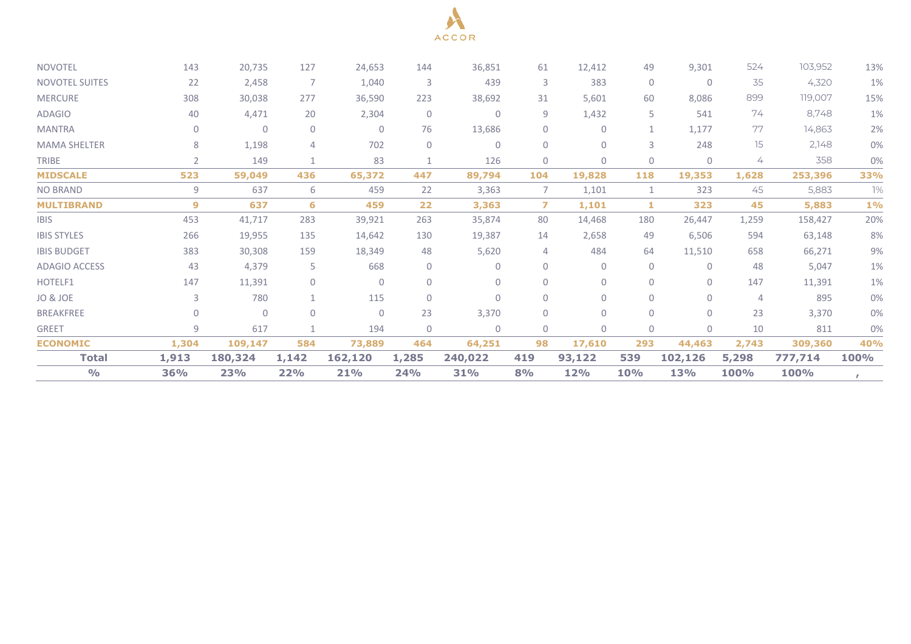| | | | | | | | | | | | | | |
|---|---|---|---|---|---|---|---|---|---|---|---|---|---|
| NOVOTEL | 143 | 20,735 | 127 | 24,653 | 144 | 36,851 | 61 | 12,412 | 49 | 9,301 | 524 | 103,952 | 13% |
| NOVOTEL SUITES | 22 | 2,458 | 7 | 1,040 | 3 | 439 | 3 | 383 | 0 | 0 | 35 | 4,320 | 1% |
| MERCURE | 308 | 30,038 | 277 | 36,590 | 223 | 38,692 | 31 | 5,601 | 60 | 8,086 | 899 | 119,007 | 15% |
| ADAGIO | 40 | 4,471 | 20 | 2,304 | 0 | 0 | 9 | 1,432 | 5 | 541 | 74 | 8,748 | 1% |
| MANTRA | 0 | 0 | 0 | 0 | 76 | 13,686 | 0 | 0 | 1 | 1,177 | 77 | 14,863 | 2% |
| MAMA SHELTER | 8 | 1,198 | 4 | 702 | 0 | 0 | 0 | 0 | 3 | 248 | 15 | 2,148 | 0% |
| TRIBE | 2 | 149 | 1 | 83 | 1 | 126 | 0 | 0 | 0 | 0 | 4 | 358 | 0% |
| **MIDSCALE** | **523** | **59,049** | **436** | **65,372** | **447** | **89,794** | **104** | **19,828** | **118** | **19,353** | **1,628** | **253,396** | **33%** |
| NO BRAND | 9 | 637 | 6 | 459 | 22 | 3,363 | 7 | 1,101 | 1 | 323 | 45 | 5,883 | 1% |
| **MULTIBRAND** | **9** | **637** | **6** | **459** | **22** | **3,363** | **7** | **1,101** | **1** | **323** | **45** | **5,883** | **1%** |
| IBIS | 453 | 41,717 | 283 | 39,921 | 263 | 35,874 | 80 | 14,468 | 180 | 26,447 | 1,259 | 158,427 | 20% |
| IBIS STYLES | 266 | 19,955 | 135 | 14,642 | 130 | 19,387 | 14 | 2,658 | 49 | 6,506 | 594 | 63,148 | 8% |
| IBIS BUDGET | 383 | 30,308 | 159 | 18,349 | 48 | 5,620 | 4 | 484 | 64 | 11,510 | 658 | 66,271 | 9% |
| ADAGIO ACCESS | 43 | 4,379 | 5 | 668 | 0 | 0 | 0 | 0 | 0 | 0 | 48 | 5,047 | 1% |
| HOTELF1 | 147 | 11,391 | 0 | 0 | 0 | 0 | 0 | 0 | 0 | 0 | 147 | 11,391 | 1% |
| JO & JOE | 3 | 780 | 1 | 115 | 0 | 0 | 0 | 0 | 0 | 0 | 4 | 895 | 0% |
| BREAKFREE | 0 | 0 | 0 | 0 | 23 | 3,370 | 0 | 0 | 0 | 0 | 23 | 3,370 | 0% |
| GREET | 9 | 617 | 1 | 194 | 0 | 0 | 0 | 0 | 0 | 0 | 10 | 811 | 0% |
| **ECONOMIC** | **1,304** | **109,147** | **584** | **73,889** | **464** | **64,251** | **98** | **17,610** | **293** | **44,463** | **2,743** | **309,360** | **40%** |
| **Total** | **1,913** | **180,324** | **1,142** | **162,120** | **1,285** | **240,022** | **419** | **93,122** | **539** | **102,126** | **5,298** | **777,714** | **100%** |
| **%** | **36%** | **23%** | **22%** | **21%** | **24%** | **31%** | **8%** | **12%** | **10%** | **13%** | **100%** | **100%** | , |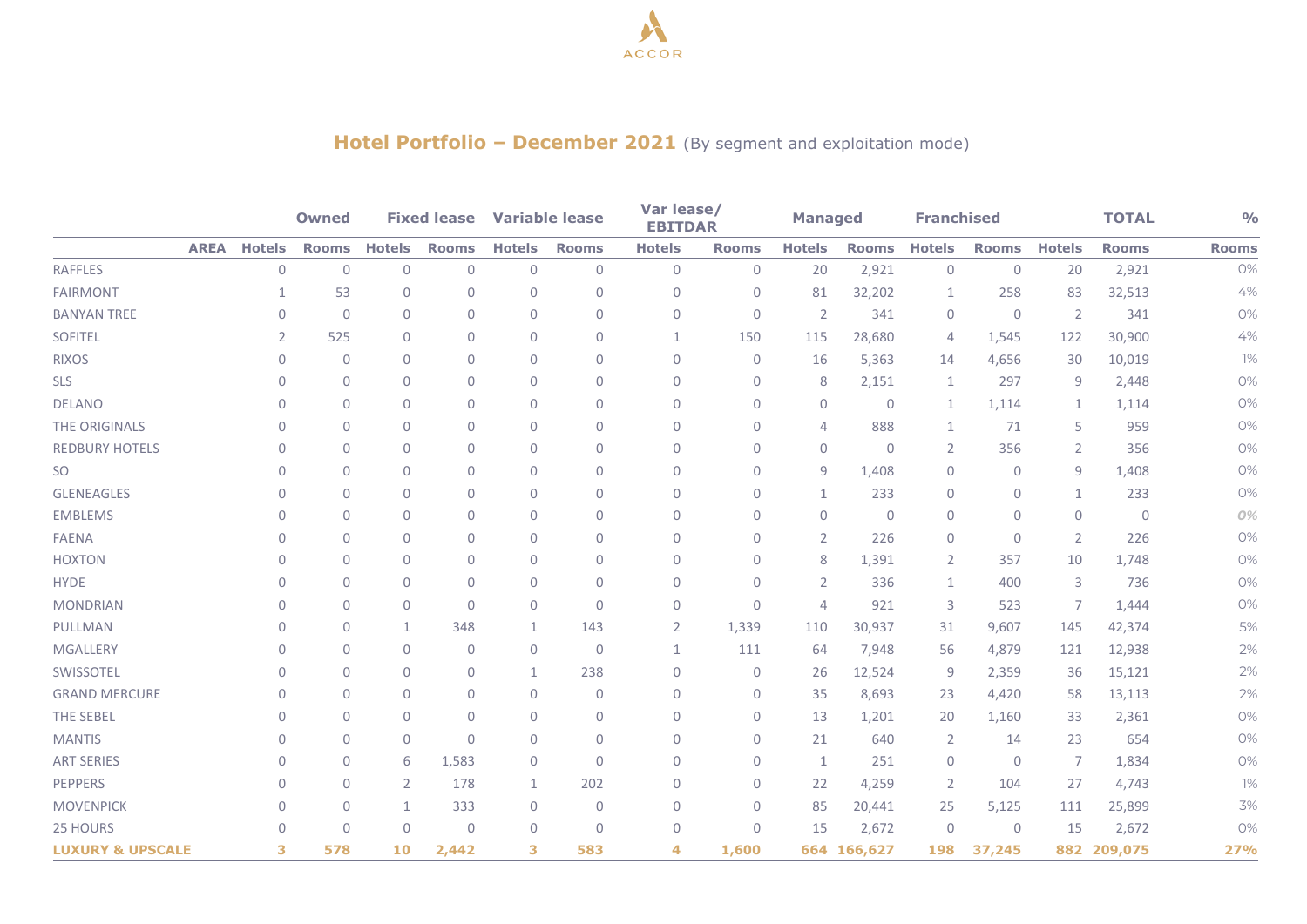ACCOR

## Hotel Portfolio – December 2021 (By segment and exploitation mode)

| | Owned | | Fixed lease | | Variable lease | | Var lease/ EBITDAR | | Managed | | Franchised | | TOTAL | | % |
|---|---|---|---|---|---|---|---|---|---|---|---|---|---|---|---|
| AREA | Hotels | Rooms | Hotels | Rooms | Hotels | Rooms | Hotels | Rooms | Hotels | Rooms | Hotels | Rooms | Hotels | Rooms | Rooms |
| RAFFLES | 0 | 0 | 0 | 0 | 0 | 0 | 0 | 0 | 20 | 2,921 | 0 | 0 | 20 | 2,921 | 0% |
| FAIRMONT | 1 | 53 | 0 | 0 | 0 | 0 | 0 | 0 | 81 | 32,202 | 1 | 258 | 83 | 32,513 | 4% |
| BANYAN TREE | 0 | 0 | 0 | 0 | 0 | 0 | 0 | 0 | 2 | 341 | 0 | 0 | 2 | 341 | 0% |
| SOFITEL | 2 | 525 | 0 | 0 | 0 | 0 | 1 | 150 | 115 | 28,680 | 4 | 1,545 | 122 | 30,900 | 4% |
| RIXOS | 0 | 0 | 0 | 0 | 0 | 0 | 0 | 0 | 16 | 5,363 | 14 | 4,656 | 30 | 10,019 | 1% |
| SLS | 0 | 0 | 0 | 0 | 0 | 0 | 0 | 0 | 8 | 2,151 | 1 | 297 | 9 | 2,448 | 0% |
| DELANO | 0 | 0 | 0 | 0 | 0 | 0 | 0 | 0 | 0 | 0 | 1 | 1,114 | 1 | 1,114 | 0% |
| THE ORIGINALS | 0 | 0 | 0 | 0 | 0 | 0 | 0 | 0 | 4 | 888 | 1 | 71 | 5 | 959 | 0% |
| REDBURY HOTELS | 0 | 0 | 0 | 0 | 0 | 0 | 0 | 0 | 0 | 0 | 2 | 356 | 2 | 356 | 0% |
| SO | 0 | 0 | 0 | 0 | 0 | 0 | 0 | 0 | 9 | 1,408 | 0 | 0 | 9 | 1,408 | 0% |
| GLENEAGLES | 0 | 0 | 0 | 0 | 0 | 0 | 0 | 0 | 1 | 233 | 0 | 0 | 1 | 233 | 0% |
| EMBLEMS | 0 | 0 | 0 | 0 | 0 | 0 | 0 | 0 | 0 | 0 | 0 | 0 | 0 | 0 | 0% |
| FAENA | 0 | 0 | 0 | 0 | 0 | 0 | 0 | 0 | 2 | 226 | 0 | 0 | 2 | 226 | 0% |
| HOXTON | 0 | 0 | 0 | 0 | 0 | 0 | 0 | 0 | 8 | 1,391 | 2 | 357 | 10 | 1,748 | 0% |
| HYDE | 0 | 0 | 0 | 0 | 0 | 0 | 0 | 0 | 2 | 336 | 1 | 400 | 3 | 736 | 0% |
| MONDRIAN | 0 | 0 | 0 | 0 | 0 | 0 | 0 | 0 | 4 | 921 | 3 | 523 | 7 | 1,444 | 0% |
| PULLMAN | 0 | 0 | 1 | 348 | 1 | 143 | 2 | 1,339 | 110 | 30,937 | 31 | 9,607 | 145 | 42,374 | 5% |
| MGALLERY | 0 | 0 | 0 | 0 | 0 | 0 | 1 | 111 | 64 | 7,948 | 56 | 4,879 | 121 | 12,938 | 2% |
| SWISSOTEL | 0 | 0 | 0 | 0 | 1 | 238 | 0 | 0 | 26 | 12,524 | 9 | 2,359 | 36 | 15,121 | 2% |
| GRAND MERCURE | 0 | 0 | 0 | 0 | 0 | 0 | 0 | 0 | 35 | 8,693 | 23 | 4,420 | 58 | 13,113 | 2% |
| THE SEBEL | 0 | 0 | 0 | 0 | 0 | 0 | 0 | 0 | 13 | 1,201 | 20 | 1,160 | 33 | 2,361 | 0% |
| MANTIS | 0 | 0 | 0 | 0 | 0 | 0 | 0 | 0 | 21 | 640 | 2 | 14 | 23 | 654 | 0% |
| ART SERIES | 0 | 0 | 6 | 1,583 | 0 | 0 | 0 | 0 | 1 | 251 | 0 | 0 | 7 | 1,834 | 0% |
| PEPPERS | 0 | 0 | 2 | 178 | 1 | 202 | 0 | 0 | 22 | 4,259 | 2 | 104 | 27 | 4,743 | 1% |
| MOVENPICK | 0 | 0 | 1 | 333 | 0 | 0 | 0 | 0 | 85 | 20,441 | 25 | 5,125 | 111 | 25,899 | 3% |
| 25 HOURS | 0 | 0 | 0 | 0 | 0 | 0 | 0 | 0 | 15 | 2,672 | 0 | 0 | 15 | 2,672 | 0% |
| **LUXURY & UPSCALE** | **3** | **578** | **10** | **2,442** | **3** | **583** | **4** | **1,600** | **664** | **166,627** | **198** | **37,245** | **882** | **209,075** | **27%** |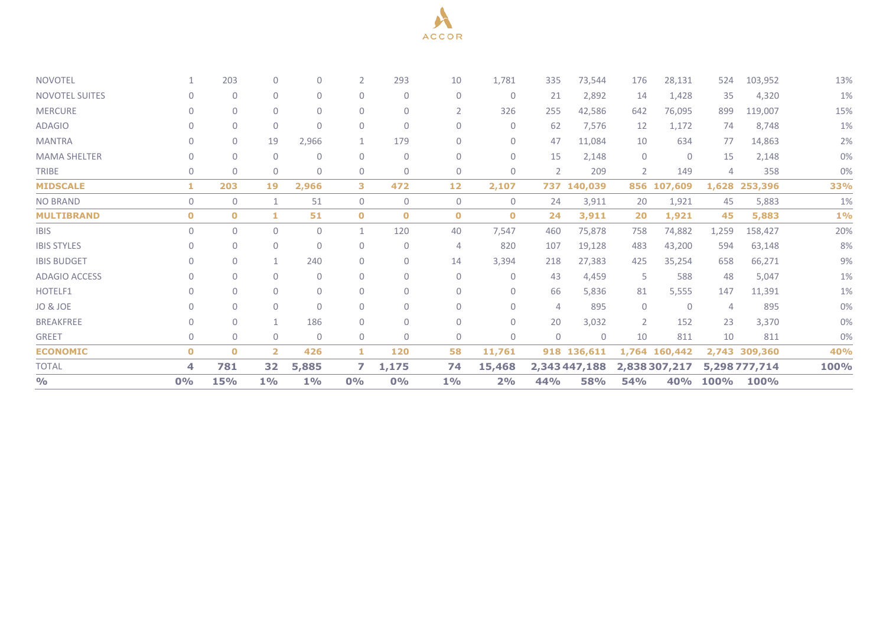| | | | | | | | | | | | | | | | |
|---|---|---|---|---|---|---|---|---|---|---|---|---|---|---|---|
| NOVOTEL | 1 | 203 | 0 | 0 | 2 | 293 | 10 | 1,781 | 335 | 73,544 | 176 | 28,131 | 524 | 103,952 | 13% |
| NOVOTEL SUITES | 0 | 0 | 0 | 0 | 0 | 0 | 0 | 0 | 21 | 2,892 | 14 | 1,428 | 35 | 4,320 | 1% |
| MERCURE | 0 | 0 | 0 | 0 | 0 | 0 | 2 | 326 | 255 | 42,586 | 642 | 76,095 | 899 | 119,007 | 15% |
| ADAGIO | 0 | 0 | 0 | 0 | 0 | 0 | 0 | 0 | 62 | 7,576 | 12 | 1,172 | 74 | 8,748 | 1% |
| MANTRA | 0 | 0 | 19 | 2,966 | 1 | 179 | 0 | 0 | 47 | 11,084 | 10 | 634 | 77 | 14,863 | 2% |
| MAMA SHELTER | 0 | 0 | 0 | 0 | 0 | 0 | 0 | 0 | 15 | 2,148 | 0 | 0 | 15 | 2,148 | 0% |
| TRIBE | 0 | 0 | 0 | 0 | 0 | 0 | 0 | 0 | 2 | 209 | 2 | 149 | 4 | 358 | 0% |
| **MIDSCALE** | **1** | **203** | **19** | **2,966** | **3** | **472** | **12** | **2,107** | **737** | **140,039** | **856** | **107,609** | **1,628** | **253,396** | **33%** |
| NO BRAND | 0 | 0 | 1 | 51 | 0 | 0 | 0 | 0 | 24 | 3,911 | 20 | 1,921 | 45 | 5,883 | 1% |
| **MULTIBRAND** | **0** | **0** | **1** | **51** | **0** | **0** | **0** | **0** | **24** | **3,911** | **20** | **1,921** | **45** | **5,883** | **1%** |
| IBIS | 0 | 0 | 0 | 0 | 1 | 120 | 40 | 7,547 | 460 | 75,878 | 758 | 74,882 | 1,259 | 158,427 | 20% |
| IBIS STYLES | 0 | 0 | 0 | 0 | 0 | 0 | 4 | 820 | 107 | 19,128 | 483 | 43,200 | 594 | 63,148 | 8% |
| IBIS BUDGET | 0 | 0 | 1 | 240 | 0 | 0 | 14 | 3,394 | 218 | 27,383 | 425 | 35,254 | 658 | 66,271 | 9% |
| ADAGIO ACCESS | 0 | 0 | 0 | 0 | 0 | 0 | 0 | 0 | 43 | 4,459 | 5 | 588 | 48 | 5,047 | 1% |
| HOTELF1 | 0 | 0 | 0 | 0 | 0 | 0 | 0 | 0 | 66 | 5,836 | 81 | 5,555 | 147 | 11,391 | 1% |
| JO & JOE | 0 | 0 | 0 | 0 | 0 | 0 | 0 | 0 | 4 | 895 | 0 | 0 | 4 | 895 | 0% |
| BREAKFREE | 0 | 0 | 1 | 186 | 0 | 0 | 0 | 0 | 20 | 3,032 | 2 | 152 | 23 | 3,370 | 0% |
| GREET | 0 | 0 | 0 | 0 | 0 | 0 | 0 | 0 | 0 | 0 | 10 | 811 | 10 | 811 | 0% |
| **ECONOMIC** | **0** | **0** | **2** | **426** | **1** | **120** | **58** | **11,761** | **918** | **136,611** | **1,764** | **160,442** | **2,743** | **309,360** | **40%** |
| TOTAL | **4** | **781** | **32** | **5,885** | **7** | **1,175** | **74** | **15,468** | **2,343** | **447,188** | **2,838** | **307,217** | **5,298** | **777,714** | **100%** |
| **%** | **0%** | **15%** | **1%** | **1%** | **0%** | **0%** | **1%** | **2%** | **44%** | **58%** | **54%** | **40%** | **100%** | **100%** | |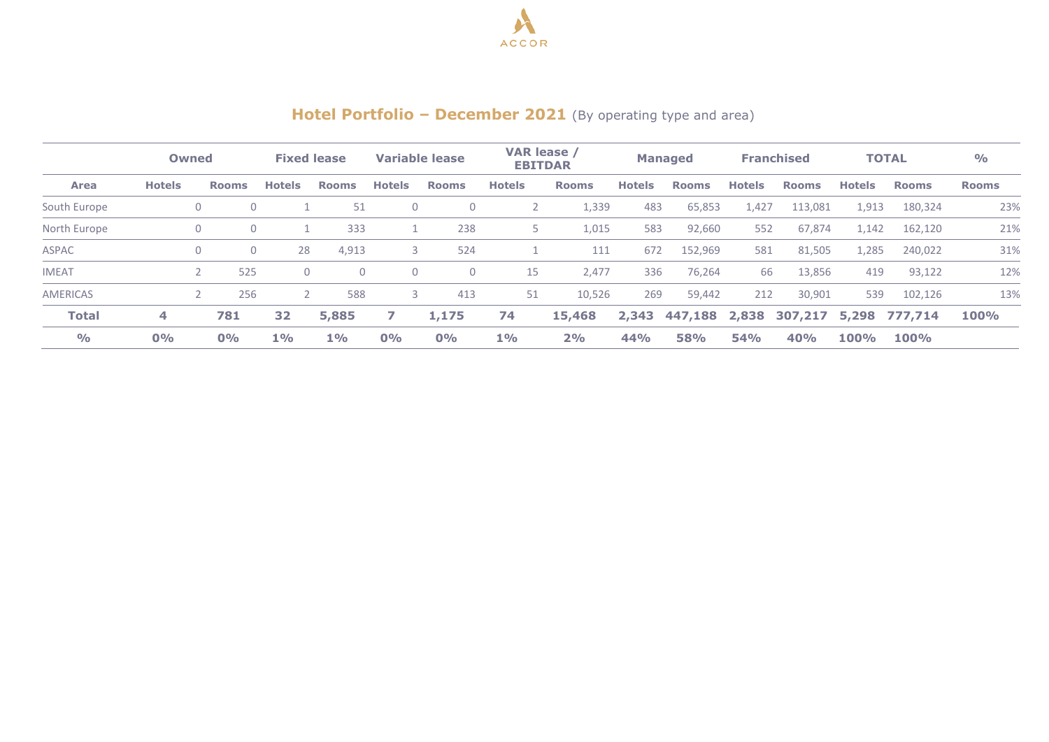ACCOR

## Hotel Portfolio – December 2021 (By operating type and area)

| | Owned | | Fixed lease | | Variable lease | | VAR lease / EBITDAR | | Managed | | Franchised | | TOTAL | | % |
|---|---|---|---|---|---|---|---|---|---|---|---|---|---|---|---|
| **Area** | **Hotels** | **Rooms** | **Hotels** | **Rooms** | **Hotels** | **Rooms** | **Hotels** | **Rooms** | **Hotels** | **Rooms** | **Hotels** | **Rooms** | **Hotels** | **Rooms** | **Rooms** |
| South Europe | 0 | 0 | 1 | 51 | 0 | 0 | 2 | 1,339 | 483 | 65,853 | 1,427 | 113,081 | 1,913 | 180,324 | 23% |
| North Europe | 0 | 0 | 1 | 333 | 1 | 238 | 5 | 1,015 | 583 | 92,660 | 552 | 67,874 | 1,142 | 162,120 | 21% |
| ASPAC | 0 | 0 | 28 | 4,913 | 3 | 524 | 1 | 111 | 672 | 152,969 | 581 | 81,505 | 1,285 | 240,022 | 31% |
| IMEAT | 2 | 525 | 0 | 0 | 0 | 0 | 15 | 2,477 | 336 | 76,264 | 66 | 13,856 | 419 | 93,122 | 12% |
| AMERICAS | 2 | 256 | 2 | 588 | 3 | 413 | 51 | 10,526 | 269 | 59,442 | 212 | 30,901 | 539 | 102,126 | 13% |
| **Total** | **4** | **781** | **32** | **5,885** | **7** | **1,175** | **74** | **15,468** | **2,343** | **447,188** | **2,838** | **307,217** | **5,298** | **777,714** | **100%** |
| **%** | **0%** | **0%** | **1%** | **1%** | **0%** | **0%** | **1%** | **2%** | **44%** | **58%** | **54%** | **40%** | **100%** | **100%** | |